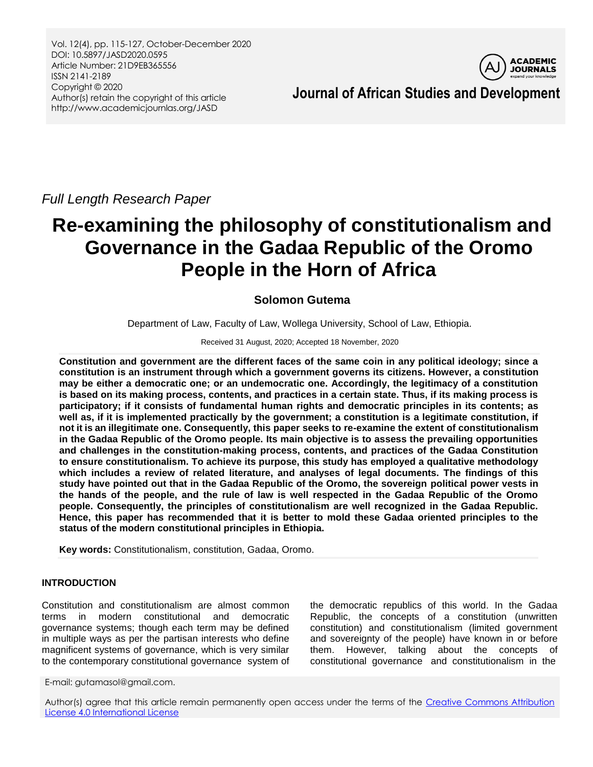*Full Length Research Paper*

# Re-examining the philosophy of constitutionalism and Governance in the Gadaa Republic of the Oromo People in the Horn of Africa

**Solomon Gutema**

Department of Law, Faculty of Law, Wollega University, School of Law, Ethiopia.

Received 31 August, 2020; Accepted 18 November, 2020

**Constitution and government are the different faces of the same coin in any political ideology; since a constitution is an instrument through which a government governs its citizens. However, a constitution may be either a democratic one; or an undemocratic one. Accordingly, the legitimacy of a constitution is based on its making process, contents, and practices in a certain state. Thus, if its making process is participatory; if it consists of fundamental human rights and democratic principles in its contents; as well as, if it is implemented practically by the government; a constitution is a legitimate constitution, if not it is an illegitimate one. Consequently, this paper seeks to re-examine the extent of constitutionalism in the Gadaa Republic of the Oromo people. Its main objective is to assess the prevailing opportunities and challenges in the constitution-making process, contents, and practices of the Gadaa Constitution to ensure constitutionalism. To achieve its purpose, this study has employed a qualitative methodology which includes a review of related literature, and analyses of legal documents. The findings of this study have pointed out that in the Gadaa Republic of the Oromo, the sovereign political power vests in the hands of the people, and the rule of law is well respected in the Gadaa Republic of the Oromo people. Consequently, the principles of constitutionalism are well recognized in the Gadaa Republic. Hence, this paper has recommended that it is better to mold these Gadaa oriented principles to the status of the modern constitutional principles in Ethiopia.**

**Key words:** Constitutionalism, constitution, Gadaa, Oromo.

## INTRODUCTION

Constitution and constitutionalism are almost common terms in modern constitutional and democratic governance systems; though each term may be defined in multiple ways as per the partisan interests who define magnificent systems of governance, which is very similar to the contemporary constitutional governance system of the democratic republics of this world. In the Gadaa Republic, the concepts of a constitution (unwritten constitution) and constitutionalism (limited government and sovereignty of the people) have known in or before them. However, talking about the concepts of constitutional governance and constitutionalism in the

E-mail: gutamasol@gmail.com.

Author(s) agree that this article remain permanently open access under the terms of the Creative Commons Attribution License 4.0 International License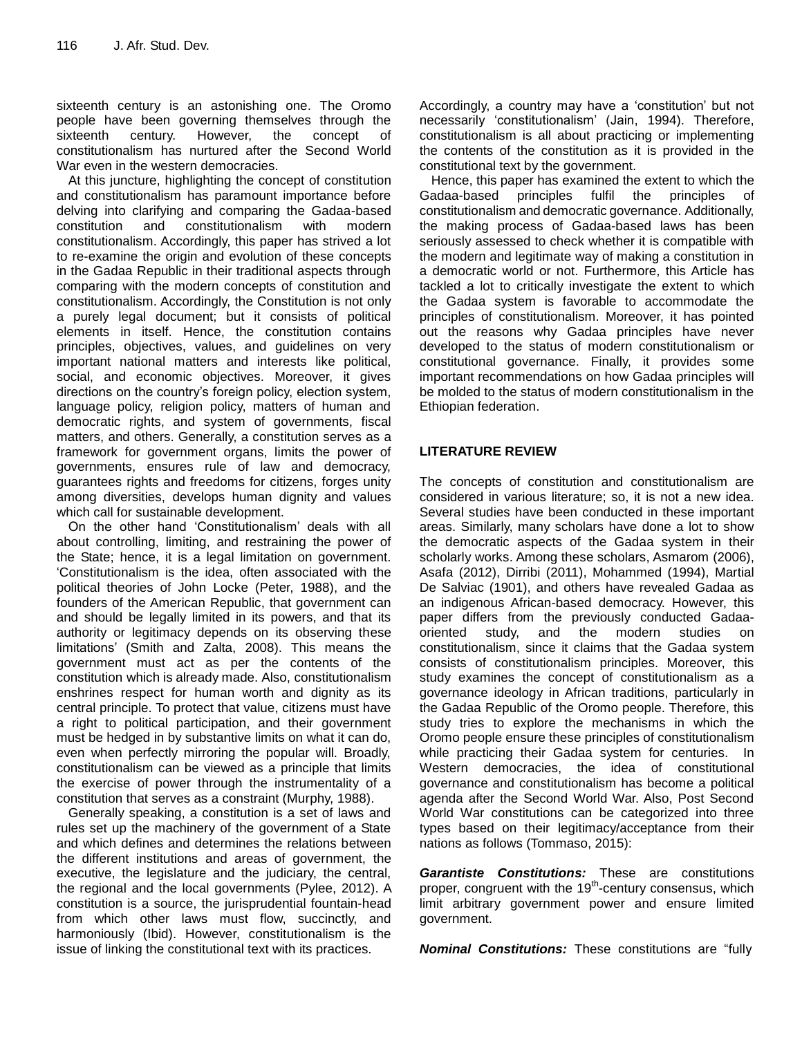sixteenth century is an astonishing one. The Oromo people have been governing themselves through the sixteenth century. However, the concept of constitutionalism has nurtured after the Second World War even in the western democracies.

At this juncture, highlighting the concept of constitution and constitutionalism has paramount importance before delving into clarifying and comparing the Gadaa-based constitution and constitutionalism with modern constitutionalism. Accordingly, this paper has strived a lot to re-examine the origin and evolution of these concepts in the Gadaa Republic in their traditional aspects through comparing with the modern concepts of constitution and constitutionalism. Accordingly, the Constitution is not only a purely legal document; but it consists of political elements in itself. Hence, the constitution contains principles, objectives, values, and guidelines on very important national matters and interests like political, social, and economic objectives. Moreover, it gives directions on the country's foreign policy, election system, language policy, religion policy, matters of human and democratic rights, and system of governments, fiscal matters, and others. Generally, a constitution serves as a framework for government organs, limits the power of governments, ensures rule of law and democracy, guarantees rights and freedoms for citizens, forges unity among diversities, develops human dignity and values which call for sustainable development.

On the other hand 'Constitutionalism' deals with all about controlling, limiting, and restraining the power of the State; hence, it is a legal limitation on government. 'Constitutionalism is the idea, often associated with the political theories of John Locke (Peter, 1988), and the founders of the American Republic, that government can and should be legally limited in its powers, and that its authority or legitimacy depends on its observing these limitations' (Smith and Zalta, 2008). This means the government must act as per the contents of the constitution which is already made. Also, constitutionalism enshrines respect for human worth and dignity as its central principle. To protect that value, citizens must have a right to political participation, and their government must be hedged in by substantive limits on what it can do, even when perfectly mirroring the popular will. Broadly, constitutionalism can be viewed as a principle that limits the exercise of power through the instrumentality of a constitution that serves as a constraint (Murphy, 1988).

Generally speaking, a constitution is a set of laws and rules set up the machinery of the government of a State and which defines and determines the relations between the different institutions and areas of government, the executive, the legislature and the judiciary, the central, the regional and the local governments (Pylee, 2012). A constitution is a source, the jurisprudential fountain-head from which other laws must flow, succinctly, and harmoniously (Ibid). However, constitutionalism is the issue of linking the constitutional text with its practices. Accordingly, a country may have a 'constitution' but not necessarily 'constitutionalism' (Jain, 1994). Therefore, constitutionalism is all about practicing or implementing the contents of the constitution as it is provided in the constitutional text by the government.

Hence, this paper has examined the extent to which the Gadaa-based principles fulfil the principles of constitutionalism and democratic governance. Additionally, the making process of Gadaa-based laws has been seriously assessed to check whether it is compatible with the modern and legitimate way of making a constitution in a democratic world or not. Furthermore, this Article has tackled a lot to critically investigate the extent to which the Gadaa system is favorable to accommodate the principles of constitutionalism. Moreover, it has pointed out the reasons why Gadaa principles have never developed to the status of modern constitutionalism or constitutional governance. Finally, it provides some important recommendations on how Gadaa principles will be molded to the status of modern constitutionalism in the Ethiopian federation.

## LITERATURE REVIEW

The concepts of constitution and constitutionalism are considered in various literature; so, it is not a new idea. Several studies have been conducted in these important areas. Similarly, many scholars have done a lot to show the democratic aspects of the Gadaa system in their scholarly works. Among these scholars, Asmarom (2006), Asafa (2012), Dirribi (2011), Mohammed (1994), Martial De Salviac (1901), and others have revealed Gadaa as an indigenous African-based democracy. However, this paper differs from the previously conducted Gadaa-oriented study, and the modern studies on constitutionalism, since it claims that the Gadaa system consists of constitutionalism principles. Moreover, this study examines the concept of constitutionalism as a governance ideology in African traditions, particularly in the Gadaa Republic of the Oromo people. Therefore, this study tries to explore the mechanisms in which the Oromo people ensure these principles of constitutionalism while practicing their Gadaa system for centuries. In Western democracies, the idea of constitutional governance and constitutionalism has become a political agenda after the Second World War. Also, Post Second World War constitutions can be categorized into three types based on their legitimacy/acceptance from their nations as follows (Tommaso, 2015):

***Garantiste Constitutions:*** These are constitutions proper, congruent with the 19$^{th}$-century consensus, which limit arbitrary government power and ensure limited government.

***Nominal Constitutions:*** These constitutions are "fully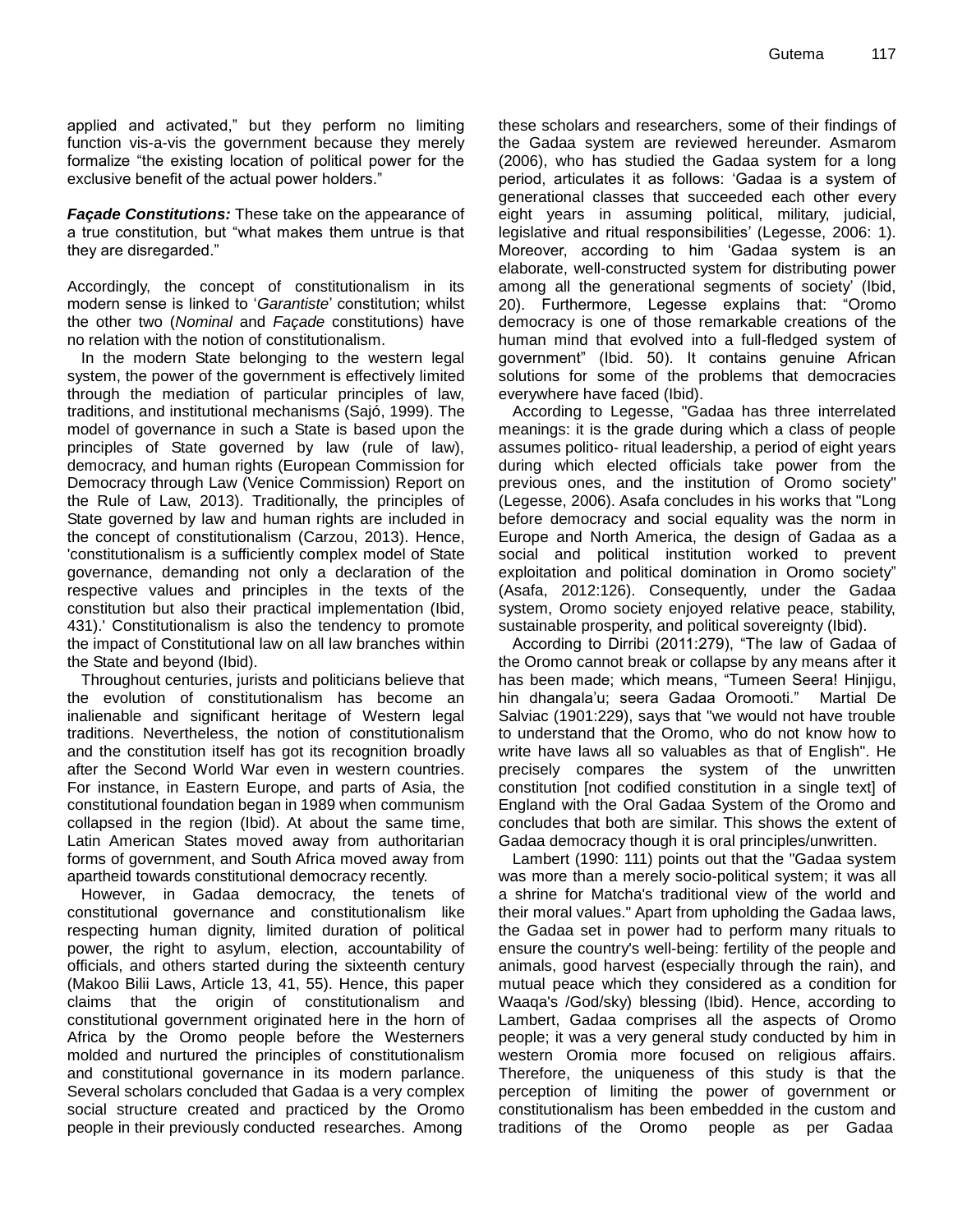applied and activated," but they perform no limiting function vis-a-vis the government because they merely formalize "the existing location of political power for the exclusive benefit of the actual power holders."

***Façade Constitutions:*** These take on the appearance of a true constitution, but "what makes them untrue is that they are disregarded."

Accordingly, the concept of constitutionalism in its modern sense is linked to '*Garantiste*' constitution; whilst the other two (*Nominal* and *Façade* constitutions) have no relation with the notion of constitutionalism.

In the modern State belonging to the western legal system, the power of the government is effectively limited through the mediation of particular principles of law, traditions, and institutional mechanisms (Sajó, 1999). The model of governance in such a State is based upon the principles of State governed by law (rule of law), democracy, and human rights (European Commission for Democracy through Law (Venice Commission) Report on the Rule of Law, 2013). Traditionally, the principles of State governed by law and human rights are included in the concept of constitutionalism (Carzou, 2013). Hence, 'constitutionalism is a sufficiently complex model of State governance, demanding not only a declaration of the respective values and principles in the texts of the constitution but also their practical implementation (Ibid, 431).' Constitutionalism is also the tendency to promote the impact of Constitutional law on all law branches within the State and beyond (Ibid).

Throughout centuries, jurists and politicians believe that the evolution of constitutionalism has become an inalienable and significant heritage of Western legal traditions. Nevertheless, the notion of constitutionalism and the constitution itself has got its recognition broadly after the Second World War even in western countries. For instance, in Eastern Europe, and parts of Asia, the constitutional foundation began in 1989 when communism collapsed in the region (Ibid). At about the same time, Latin American States moved away from authoritarian forms of government, and South Africa moved away from apartheid towards constitutional democracy recently.

However, in Gadaa democracy, the tenets of constitutional governance and constitutionalism like respecting human dignity, limited duration of political power, the right to asylum, election, accountability of officials, and others started during the sixteenth century (Makoo Bilii Laws, Article 13, 41, 55). Hence, this paper claims that the origin of constitutionalism and constitutional government originated here in the horn of Africa by the Oromo people before the Westerners molded and nurtured the principles of constitutionalism and constitutional governance in its modern parlance. Several scholars concluded that Gadaa is a very complex social structure created and practiced by the Oromo people in their previously conducted researches. Among these scholars and researchers, some of their findings of the Gadaa system are reviewed hereunder. Asmarom (2006), who has studied the Gadaa system for a long period, articulates it as follows: 'Gadaa is a system of generational classes that succeeded each other every eight years in assuming political, military, judicial, legislative and ritual responsibilities' (Legesse, 2006: 1). Moreover, according to him 'Gadaa system is an elaborate, well-constructed system for distributing power among all the generational segments of society' (Ibid, 20). Furthermore, Legesse explains that: "Oromo democracy is one of those remarkable creations of the human mind that evolved into a full-fledged system of government" (Ibid. 50). It contains genuine African solutions for some of the problems that democracies everywhere have faced (Ibid).

According to Legesse, "Gadaa has three interrelated meanings: it is the grade during which a class of people assumes politico- ritual leadership, a period of eight years during which elected officials take power from the previous ones, and the institution of Oromo society" (Legesse, 2006). Asafa concludes in his works that "Long before democracy and social equality was the norm in Europe and North America, the design of Gadaa as a social and political institution worked to prevent exploitation and political domination in Oromo society" (Asafa, 2012:126). Consequently, under the Gadaa system, Oromo society enjoyed relative peace, stability, sustainable prosperity, and political sovereignty (Ibid).

According to Dirribi (2011:279), "The law of Gadaa of the Oromo cannot break or collapse by any means after it has been made; which means, "Tumeen Seera! Hinjigu, hin dhangala'u; seera Gadaa Oromooti." Martial De Salviac (1901:229), says that "we would not have trouble to understand that the Oromo, who do not know how to write have laws all so valuables as that of English". He precisely compares the system of the unwritten constitution [not codified constitution in a single text] of England with the Oral Gadaa System of the Oromo and concludes that both are similar. This shows the extent of Gadaa democracy though it is oral principles/unwritten.

Lambert (1990: 111) points out that the "Gadaa system was more than a merely socio-political system; it was all a shrine for Matcha's traditional view of the world and their moral values." Apart from upholding the Gadaa laws, the Gadaa set in power had to perform many rituals to ensure the country's well-being: fertility of the people and animals, good harvest (especially through the rain), and mutual peace which they considered as a condition for Waaqa's /God/sky) blessing (Ibid). Hence, according to Lambert, Gadaa comprises all the aspects of Oromo people; it was a very general study conducted by him in western Oromia more focused on religious affairs. Therefore, the uniqueness of this study is that the perception of limiting the power of government or constitutionalism has been embedded in the custom and traditions of the Oromo people as per Gadaa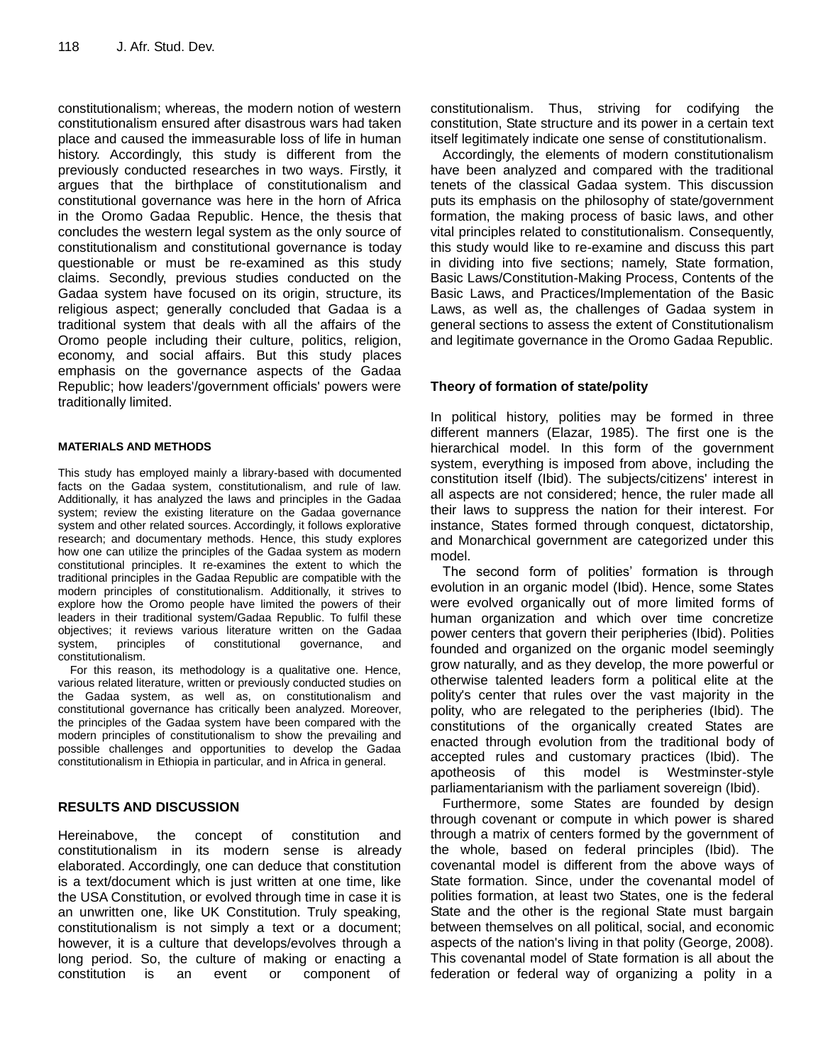constitutionalism; whereas, the modern notion of western constitutionalism ensured after disastrous wars had taken place and caused the immeasurable loss of life in human history. Accordingly, this study is different from the previously conducted researches in two ways. Firstly, it argues that the birthplace of constitutionalism and constitutional governance was here in the horn of Africa in the Oromo Gadaa Republic. Hence, the thesis that concludes the western legal system as the only source of constitutionalism and constitutional governance is today questionable or must be re-examined as this study claims. Secondly, previous studies conducted on the Gadaa system have focused on its origin, structure, its religious aspect; generally concluded that Gadaa is a traditional system that deals with all the affairs of the Oromo people including their culture, politics, religion, economy, and social affairs. But this study places emphasis on the governance aspects of the Gadaa Republic; how leaders'/government officials' powers were traditionally limited.

## MATERIALS AND METHODS

This study has employed mainly a library-based with documented facts on the Gadaa system, constitutionalism, and rule of law. Additionally, it has analyzed the laws and principles in the Gadaa system; review the existing literature on the Gadaa governance system and other related sources. Accordingly, it follows explorative research; and documentary methods. Hence, this study explores how one can utilize the principles of the Gadaa system as modern constitutional principles. It re-examines the extent to which the traditional principles in the Gadaa Republic are compatible with the modern principles of constitutionalism. Additionally, it strives to explore how the Oromo people have limited the powers of their leaders in their traditional system/Gadaa Republic. To fulfil these objectives; it reviews various literature written on the Gadaa system, principles of constitutional governance, and constitutionalism.

For this reason, its methodology is a qualitative one. Hence, various related literature, written or previously conducted studies on the Gadaa system, as well as, on constitutionalism and constitutional governance has critically been analyzed. Moreover, the principles of the Gadaa system have been compared with the modern principles of constitutionalism to show the prevailing and possible challenges and opportunities to develop the Gadaa constitutionalism in Ethiopia in particular, and in Africa in general.

## RESULTS AND DISCUSSION

Hereinabove, the concept of constitution and constitutionalism in its modern sense is already elaborated. Accordingly, one can deduce that constitution is a text/document which is just written at one time, like the USA Constitution, or evolved through time in case it is an unwritten one, like UK Constitution. Truly speaking, constitutionalism is not simply a text or a document; however, it is a culture that develops/evolves through a long period. So, the culture of making or enacting a constitution is an event or component of constitutionalism. Thus, striving for codifying the constitution, State structure and its power in a certain text itself legitimately indicate one sense of constitutionalism.

Accordingly, the elements of modern constitutionalism have been analyzed and compared with the traditional tenets of the classical Gadaa system. This discussion puts its emphasis on the philosophy of state/government formation, the making process of basic laws, and other vital principles related to constitutionalism. Consequently, this study would like to re-examine and discuss this part in dividing into five sections; namely, State formation, Basic Laws/Constitution-Making Process, Contents of the Basic Laws, and Practices/Implementation of the Basic Laws, as well as, the challenges of Gadaa system in general sections to assess the extent of Constitutionalism and legitimate governance in the Oromo Gadaa Republic.

### Theory of formation of state/polity

In political history, polities may be formed in three different manners (Elazar, 1985). The first one is the hierarchical model. In this form of the government system, everything is imposed from above, including the constitution itself (Ibid). The subjects/citizens' interest in all aspects are not considered; hence, the ruler made all their laws to suppress the nation for their interest. For instance, States formed through conquest, dictatorship, and Monarchical government are categorized under this model.

The second form of polities' formation is through evolution in an organic model (Ibid). Hence, some States were evolved organically out of more limited forms of human organization and which over time concretize power centers that govern their peripheries (Ibid). Polities founded and organized on the organic model seemingly grow naturally, and as they develop, the more powerful or otherwise talented leaders form a political elite at the polity's center that rules over the vast majority in the polity, who are relegated to the peripheries (Ibid). The constitutions of the organically created States are enacted through evolution from the traditional body of accepted rules and customary practices (Ibid). The apotheosis of this model is Westminster-style parliamentarianism with the parliament sovereign (Ibid).

Furthermore, some States are founded by design through covenant or compute in which power is shared through a matrix of centers formed by the government of the whole, based on federal principles (Ibid). The covenantal model is different from the above ways of State formation. Since, under the covenantal model of polities formation, at least two States, one is the federal State and the other is the regional State must bargain between themselves on all political, social, and economic aspects of the nation's living in that polity (George, 2008). This covenantal model of State formation is all about the federation or federal way of organizing a polity in a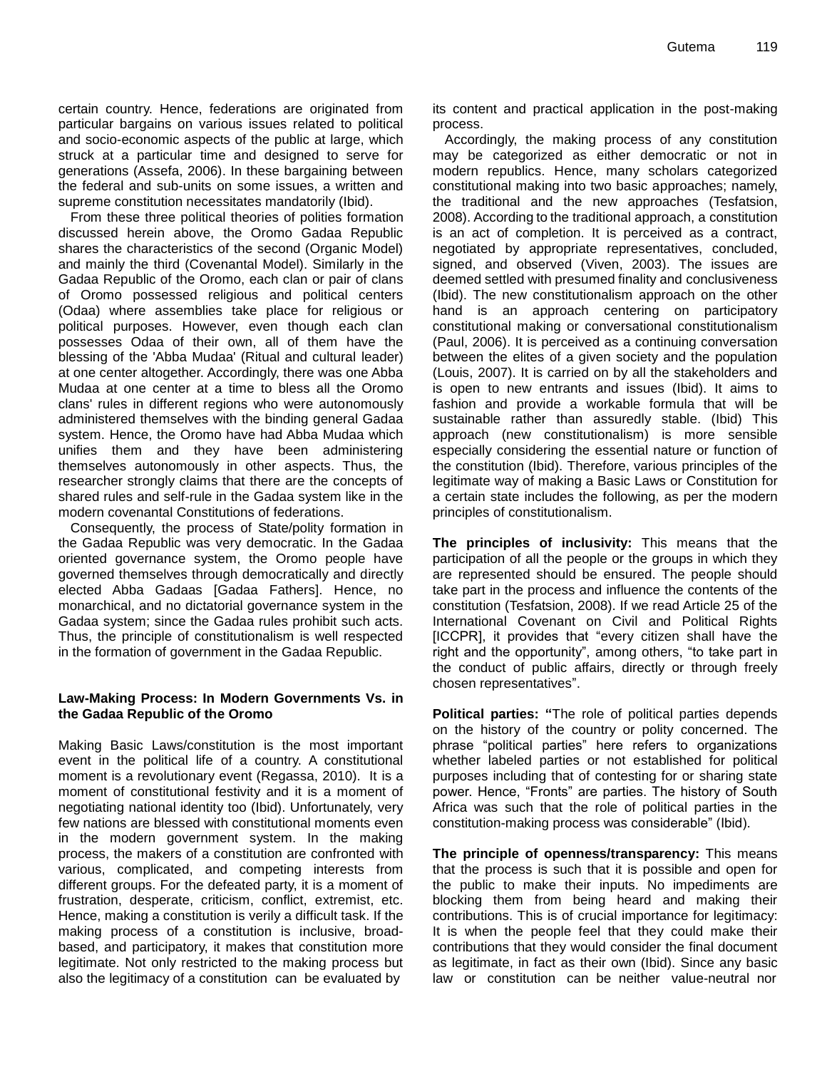certain country. Hence, federations are originated from particular bargains on various issues related to political and socio-economic aspects of the public at large, which struck at a particular time and designed to serve for generations (Assefa, 2006). In these bargaining between the federal and sub-units on some issues, a written and supreme constitution necessitates mandatorily (Ibid).

From these three political theories of polities formation discussed herein above, the Oromo Gadaa Republic shares the characteristics of the second (Organic Model) and mainly the third (Covenantal Model). Similarly in the Gadaa Republic of the Oromo, each clan or pair of clans of Oromo possessed religious and political centers (Odaa) where assemblies take place for religious or political purposes. However, even though each clan possesses Odaa of their own, all of them have the blessing of the 'Abba Mudaa' (Ritual and cultural leader) at one center altogether. Accordingly, there was one Abba Mudaa at one center at a time to bless all the Oromo clans' rules in different regions who were autonomously administered themselves with the binding general Gadaa system. Hence, the Oromo have had Abba Mudaa which unifies them and they have been administering themselves autonomously in other aspects. Thus, the researcher strongly claims that there are the concepts of shared rules and self-rule in the Gadaa system like in the modern covenantal Constitutions of federations.

Consequently, the process of State/polity formation in the Gadaa Republic was very democratic. In the Gadaa oriented governance system, the Oromo people have governed themselves through democratically and directly elected Abba Gadaas [Gadaa Fathers]. Hence, no monarchical, and no dictatorial governance system in the Gadaa system; since the Gadaa rules prohibit such acts. Thus, the principle of constitutionalism is well respected in the formation of government in the Gadaa Republic.

## Law-Making Process: In Modern Governments Vs. in the Gadaa Republic of the Oromo

Making Basic Laws/constitution is the most important event in the political life of a country. A constitutional moment is a revolutionary event (Regassa, 2010). It is a moment of constitutional festivity and it is a moment of negotiating national identity too (Ibid). Unfortunately, very few nations are blessed with constitutional moments even in the modern government system. In the making process, the makers of a constitution are confronted with various, complicated, and competing interests from different groups. For the defeated party, it is a moment of frustration, desperate, criticism, conflict, extremist, etc. Hence, making a constitution is verily a difficult task. If the making process of a constitution is inclusive, broad-based, and participatory, it makes that constitution more legitimate. Not only restricted to the making process but also the legitimacy of a constitution can be evaluated by its content and practical application in the post-making process.

Accordingly, the making process of any constitution may be categorized as either democratic or not in modern republics. Hence, many scholars categorized constitutional making into two basic approaches; namely, the traditional and the new approaches (Tesfatsion, 2008). According to the traditional approach, a constitution is an act of completion. It is perceived as a contract, negotiated by appropriate representatives, concluded, signed, and observed (Viven, 2003). The issues are deemed settled with presumed finality and conclusiveness (Ibid). The new constitutionalism approach on the other hand is an approach centering on participatory constitutional making or conversational constitutionalism (Paul, 2006). It is perceived as a continuing conversation between the elites of a given society and the population (Louis, 2007). It is carried on by all the stakeholders and is open to new entrants and issues (Ibid). It aims to fashion and provide a workable formula that will be sustainable rather than assuredly stable. (Ibid) This approach (new constitutionalism) is more sensible especially considering the essential nature or function of the constitution (Ibid). Therefore, various principles of the legitimate way of making a Basic Laws or Constitution for a certain state includes the following, as per the modern principles of constitutionalism.

**The principles of inclusivity:** This means that the participation of all the people or the groups in which they are represented should be ensured. The people should take part in the process and influence the contents of the constitution (Tesfatsion, 2008). If we read Article 25 of the International Covenant on Civil and Political Rights [ICCPR], it provides that "every citizen shall have the right and the opportunity", among others, "to take part in the conduct of public affairs, directly or through freely chosen representatives".

**Political parties: "**The role of political parties depends on the history of the country or polity concerned. The phrase "political parties" here refers to organizations whether labeled parties or not established for political purposes including that of contesting for or sharing state power. Hence, "Fronts" are parties. The history of South Africa was such that the role of political parties in the constitution-making process was considerable" (Ibid).

**The principle of openness/transparency:** This means that the process is such that it is possible and open for the public to make their inputs. No impediments are blocking them from being heard and making their contributions. This is of crucial importance for legitimacy: It is when the people feel that they could make their contributions that they would consider the final document as legitimate, in fact as their own (Ibid). Since any basic law or constitution can be neither value-neutral nor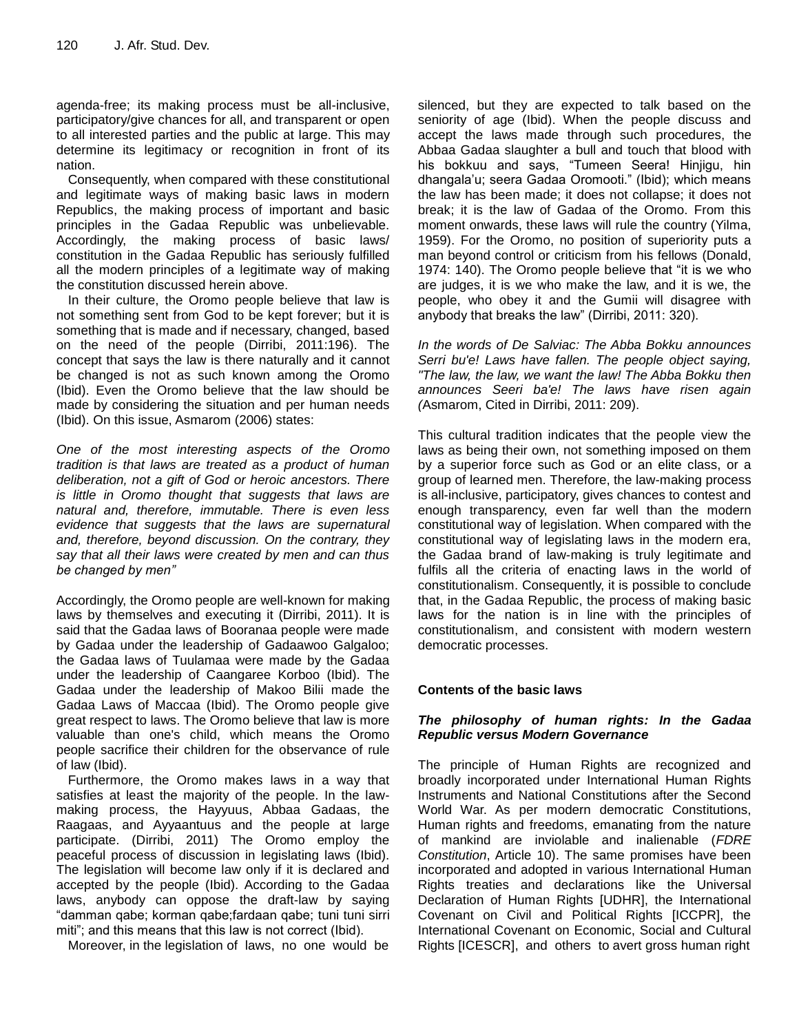agenda-free; its making process must be all-inclusive, participatory/give chances for all, and transparent or open to all interested parties and the public at large. This may determine its legitimacy or recognition in front of its nation.

Consequently, when compared with these constitutional and legitimate ways of making basic laws in modern Republics, the making process of important and basic principles in the Gadaa Republic was unbelievable. Accordingly, the making process of basic laws/ constitution in the Gadaa Republic has seriously fulfilled all the modern principles of a legitimate way of making the constitution discussed herein above.

In their culture, the Oromo people believe that law is not something sent from God to be kept forever; but it is something that is made and if necessary, changed, based on the need of the people (Dirribi, 2011:196). The concept that says the law is there naturally and it cannot be changed is not as such known among the Oromo (Ibid). Even the Oromo believe that the law should be made by considering the situation and per human needs (Ibid). On this issue, Asmarom (2006) states:

*One of the most interesting aspects of the Oromo tradition is that laws are treated as a product of human deliberation, not a gift of God or heroic ancestors. There is little in Oromo thought that suggests that laws are natural and, therefore, immutable. There is even less evidence that suggests that the laws are supernatural and, therefore, beyond discussion. On the contrary, they say that all their laws were created by men and can thus be changed by men"*

Accordingly, the Oromo people are well-known for making laws by themselves and executing it (Dirribi, 2011). It is said that the Gadaa laws of Booranaa people were made by Gadaa under the leadership of Gadaawoo Galgaloo; the Gadaa laws of Tuulamaa were made by the Gadaa under the leadership of Caangaree Korboo (Ibid). The Gadaa under the leadership of Makoo Bilii made the Gadaa Laws of Maccaa (Ibid). The Oromo people give great respect to laws. The Oromo believe that law is more valuable than one's child, which means the Oromo people sacrifice their children for the observance of rule of law (Ibid).

Furthermore, the Oromo makes laws in a way that satisfies at least the majority of the people. In the law-making process, the Hayyuus, Abbaa Gadaas, the Raagaas, and Ayyaantuus and the people at large participate. (Dirribi, 2011) The Oromo employ the peaceful process of discussion in legislating laws (Ibid). The legislation will become law only if it is declared and accepted by the people (Ibid). According to the Gadaa laws, anybody can oppose the draft-law by saying "damman qabe; korman qabe;fardaan qabe; tuni tuni sirri miti"; and this means that this law is not correct (Ibid).

Moreover, in the legislation of laws, no one would be silenced, but they are expected to talk based on the seniority of age (Ibid). When the people discuss and accept the laws made through such procedures, the Abbaa Gadaa slaughter a bull and touch that blood with his bokkuu and says, "Tumeen Seera! Hinjigu, hin dhangala'u; seera Gadaa Oromooti." (Ibid); which means the law has been made; it does not collapse; it does not break; it is the law of Gadaa of the Oromo. From this moment onwards, these laws will rule the country (Yilma, 1959). For the Oromo, no position of superiority puts a man beyond control or criticism from his fellows (Donald, 1974: 140). The Oromo people believe that "it is we who are judges, it is we who make the law, and it is we, the people, who obey it and the Gumii will disagree with anybody that breaks the law" (Dirribi, 2011: 320).

*In the words of De Salviac: The Abba Bokku announces Serri bu'e! Laws have fallen. The people object saying, "The law, the law, we want the law! The Abba Bokku then announces Seeri ba'e! The laws have risen again (*Asmarom, Cited in Dirribi, 2011: 209).

This cultural tradition indicates that the people view the laws as being their own, not something imposed on them by a superior force such as God or an elite class, or a group of learned men. Therefore, the law-making process is all-inclusive, participatory, gives chances to contest and enough transparency, even far well than the modern constitutional way of legislation. When compared with the constitutional way of legislating laws in the modern era, the Gadaa brand of law-making is truly legitimate and fulfils all the criteria of enacting laws in the world of constitutionalism. Consequently, it is possible to conclude that, in the Gadaa Republic, the process of making basic laws for the nation is in line with the principles of constitutionalism, and consistent with modern western democratic processes.

## Contents of the basic laws

### *The philosophy of human rights: In the Gadaa Republic versus Modern Governance*

The principle of Human Rights are recognized and broadly incorporated under International Human Rights Instruments and National Constitutions after the Second World War. As per modern democratic Constitutions, Human rights and freedoms, emanating from the nature of mankind are inviolable and inalienable (*FDRE Constitution*, Article 10). The same promises have been incorporated and adopted in various International Human Rights treaties and declarations like the Universal Declaration of Human Rights [UDHR], the International Covenant on Civil and Political Rights [ICCPR], the International Covenant on Economic, Social and Cultural Rights [ICESCR], and others to avert gross human right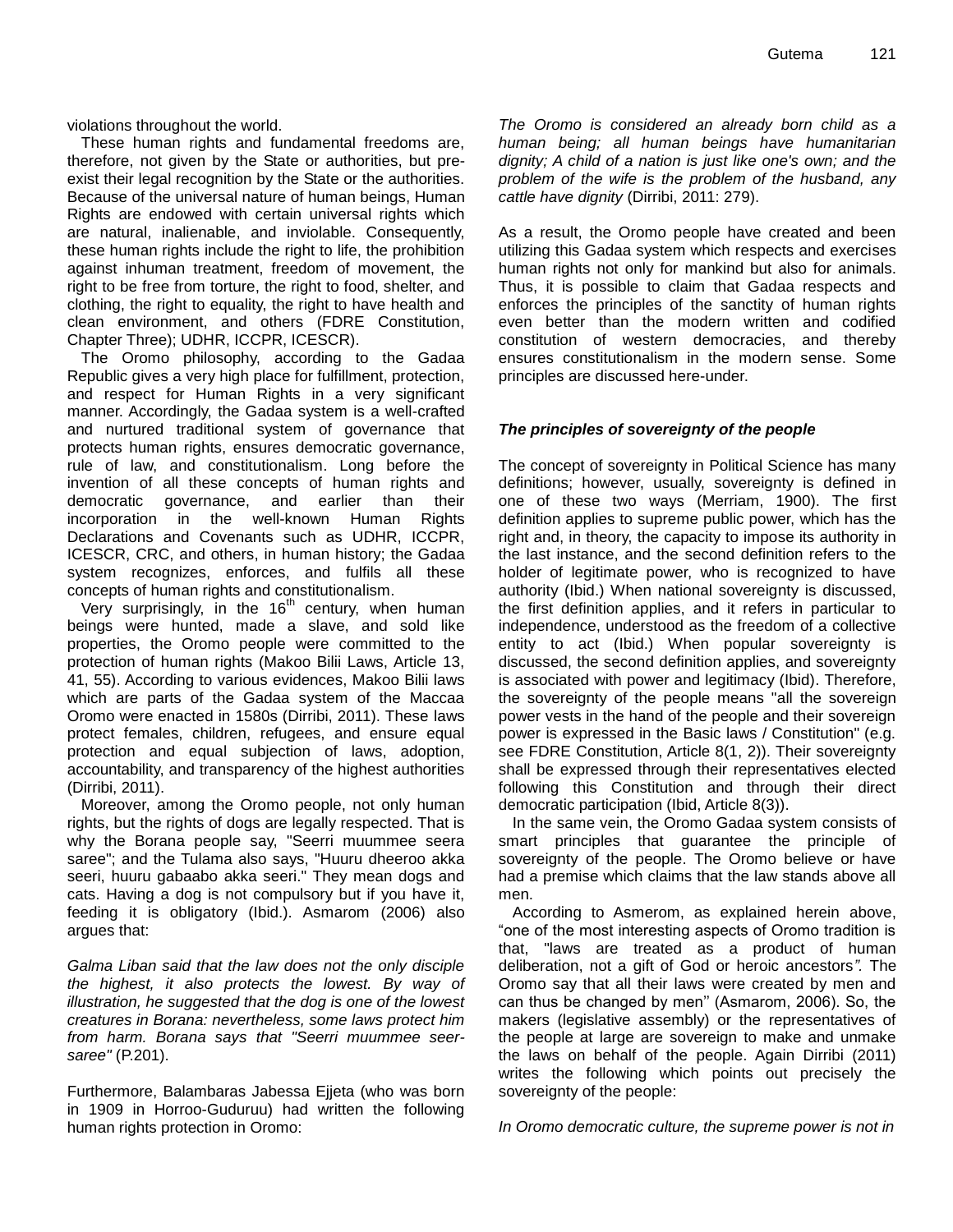violations throughout the world.

These human rights and fundamental freedoms are, therefore, not given by the State or authorities, but pre-exist their legal recognition by the State or the authorities. Because of the universal nature of human beings, Human Rights are endowed with certain universal rights which are natural, inalienable, and inviolable. Consequently, these human rights include the right to life, the prohibition against inhuman treatment, freedom of movement, the right to be free from torture, the right to food, shelter, and clothing, the right to equality, the right to have health and clean environment, and others (FDRE Constitution, Chapter Three); UDHR, ICCPR, ICESCR).

The Oromo philosophy, according to the Gadaa Republic gives a very high place for fulfillment, protection, and respect for Human Rights in a very significant manner. Accordingly, the Gadaa system is a well-crafted and nurtured traditional system of governance that protects human rights, ensures democratic governance, rule of law, and constitutionalism. Long before the invention of all these concepts of human rights and democratic governance, and earlier than their incorporation in the well-known Human Rights Declarations and Covenants such as UDHR, ICCPR, ICESCR, CRC, and others, in human history; the Gadaa system recognizes, enforces, and fulfils all these concepts of human rights and constitutionalism.

Very surprisingly, in the 16th century, when human beings were hunted, made a slave, and sold like properties, the Oromo people were committed to the protection of human rights (Makoo Bilii Laws, Article 13, 41, 55). According to various evidences, Makoo Bilii laws which are parts of the Gadaa system of the Maccaa Oromo were enacted in 1580s (Dirribi, 2011). These laws protect females, children, refugees, and ensure equal protection and equal subjection of laws, adoption, accountability, and transparency of the highest authorities (Dirribi, 2011).

Moreover, among the Oromo people, not only human rights, but the rights of dogs are legally respected. That is why the Borana people say, "Seerri muummee seera saree"; and the Tulama also says, "Huuru dheeroo akka seeri, huuru gabaabo akka seeri." They mean dogs and cats. Having a dog is not compulsory but if you have it, feeding it is obligatory (Ibid.). Asmarom (2006) also argues that:

*Galma Liban said that the law does not the only disciple the highest, it also protects the lowest. By way of illustration, he suggested that the dog is one of the lowest creatures in Borana: nevertheless, some laws protect him from harm. Borana says that "Seerri muummee seer-saree"* (P.201).

Furthermore, Balambaras Jabessa Ejjeta (who was born in 1909 in Horroo-Guduruu) had written the following human rights protection in Oromo:

*The Oromo is considered an already born child as a human being; all human beings have humanitarian dignity; A child of a nation is just like one's own; and the problem of the wife is the problem of the husband, any cattle have dignity* (Dirribi, 2011: 279).

As a result, the Oromo people have created and been utilizing this Gadaa system which respects and exercises human rights not only for mankind but also for animals. Thus, it is possible to claim that Gadaa respects and enforces the principles of the sanctity of human rights even better than the modern written and codified constitution of western democracies, and thereby ensures constitutionalism in the modern sense. Some principles are discussed here-under.

### *The principles of sovereignty of the people*

The concept of sovereignty in Political Science has many definitions; however, usually, sovereignty is defined in one of these two ways (Merriam, 1900). The first definition applies to supreme public power, which has the right and, in theory, the capacity to impose its authority in the last instance, and the second definition refers to the holder of legitimate power, who is recognized to have authority (Ibid.) When national sovereignty is discussed, the first definition applies, and it refers in particular to independence, understood as the freedom of a collective entity to act (Ibid.) When popular sovereignty is discussed, the second definition applies, and sovereignty is associated with power and legitimacy (Ibid). Therefore, the sovereignty of the people means "all the sovereign power vests in the hand of the people and their sovereign power is expressed in the Basic laws / Constitution" (e.g. see FDRE Constitution, Article 8(1, 2)). Their sovereignty shall be expressed through their representatives elected following this Constitution and through their direct democratic participation (Ibid, Article 8(3)).

In the same vein, the Oromo Gadaa system consists of smart principles that guarantee the principle of sovereignty of the people. The Oromo believe or have had a premise which claims that the law stands above all men.

According to Asmerom, as explained herein above, "one of the most interesting aspects of Oromo tradition is that, "laws are treated as a product of human deliberation, not a gift of God or heroic ancestors*"*. The Oromo say that all their laws were created by men and can thus be changed by men'' (Asmarom, 2006). So, the makers (legislative assembly) or the representatives of the people at large are sovereign to make and unmake the laws on behalf of the people. Again Dirribi (2011) writes the following which points out precisely the sovereignty of the people:

*In Oromo democratic culture, the supreme power is not in*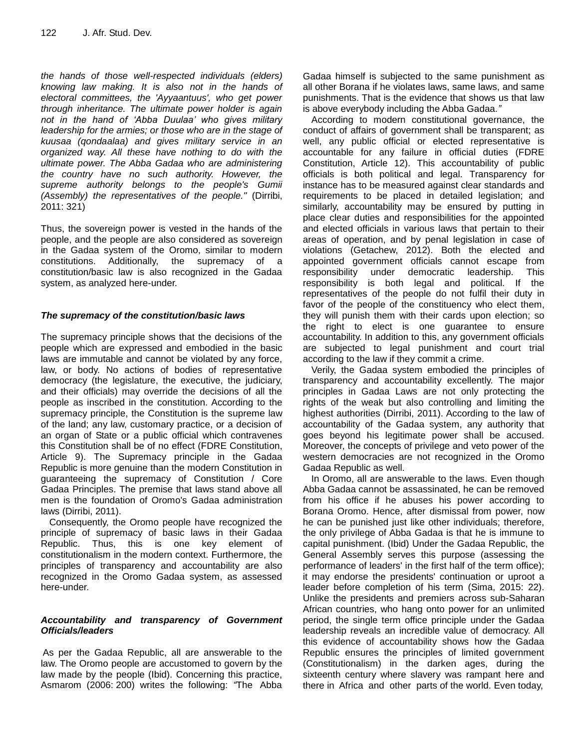*the hands of those well-respected individuals (elders) knowing law making. It is also not in the hands of electoral committees, the 'Ayyaantuus', who get power through inheritance. The ultimate power holder is again not in the hand of 'Abba Duulaa' who gives military leadership for the armies; or those who are in the stage of kuusaa (qondaalaa) and gives military service in an organized way. All these have nothing to do with the ultimate power. The Abba Gadaa who are administering the country have no such authority. However, the supreme authority belongs to the people's Gumii (Assembly) the representatives of the people."* (Dirribi, 2011: 321)

Thus, the sovereign power is vested in the hands of the people, and the people are also considered as sovereign in the Gadaa system of the Oromo, similar to modern constitutions. Additionally, the supremacy of a constitution/basic law is also recognized in the Gadaa system, as analyzed here-under.

### *The supremacy of the constitution/basic laws*

The supremacy principle shows that the decisions of the people which are expressed and embodied in the basic laws are immutable and cannot be violated by any force, law, or body. No actions of bodies of representative democracy (the legislature, the executive, the judiciary, and their officials) may override the decisions of all the people as inscribed in the constitution. According to the supremacy principle, the Constitution is the supreme law of the land; any law, customary practice, or a decision of an organ of State or a public official which contravenes this Constitution shall be of no effect (FDRE Constitution, Article 9). The Supremacy principle in the Gadaa Republic is more genuine than the modern Constitution in guaranteeing the supremacy of Constitution / Core Gadaa Principles. The premise that laws stand above all men is the foundation of Oromo's Gadaa administration laws (Dirribi, 2011).

Consequently, the Oromo people have recognized the principle of supremacy of basic laws in their Gadaa Republic. Thus, this is one key element of constitutionalism in the modern context. Furthermore, the principles of transparency and accountability are also recognized in the Oromo Gadaa system, as assessed here-under.

### *Accountability and transparency of Government Officials/leaders*

As per the Gadaa Republic, all are answerable to the law. The Oromo people are accustomed to govern by the law made by the people (Ibid). Concerning this practice, Asmarom (2006: 200) writes the following: *"*The Abba Gadaa himself is subjected to the same punishment as all other Borana if he violates laws, same laws, and same punishments. That is the evidence that shows us that law is above everybody including the Abba Gadaa.*"*

According to modern constitutional governance, the conduct of affairs of government shall be transparent; as well, any public official or elected representative is accountable for any failure in official duties (FDRE Constitution, Article 12). This accountability of public officials is both political and legal. Transparency for instance has to be measured against clear standards and requirements to be placed in detailed legislation; and similarly, accountability may be ensured by putting in place clear duties and responsibilities for the appointed and elected officials in various laws that pertain to their areas of operation, and by penal legislation in case of violations (Getachew, 2012). Both the elected and appointed government officials cannot escape from responsibility under democratic leadership. This responsibility is both legal and political. If the representatives of the people do not fulfil their duty in favor of the people of the constituency who elect them, they will punish them with their cards upon election; so the right to elect is one guarantee to ensure accountability. In addition to this, any government officials are subjected to legal punishment and court trial according to the law if they commit a crime.

Verily, the Gadaa system embodied the principles of transparency and accountability excellently. The major principles in Gadaa Laws are not only protecting the rights of the weak but also controlling and limiting the highest authorities (Dirribi, 2011). According to the law of accountability of the Gadaa system, any authority that goes beyond his legitimate power shall be accused. Moreover, the concepts of privilege and veto power of the western democracies are not recognized in the Oromo Gadaa Republic as well.

In Oromo, all are answerable to the laws. Even though Abba Gadaa cannot be assassinated, he can be removed from his office if he abuses his power according to Borana Oromo. Hence, after dismissal from power, now he can be punished just like other individuals; therefore, the only privilege of Abba Gadaa is that he is immune to capital punishment. (Ibid) Under the Gadaa Republic, the General Assembly serves this purpose (assessing the performance of leaders' in the first half of the term office); it may endorse the presidents' continuation or uproot a leader before completion of his term (Sima, 2015: 22). Unlike the presidents and premiers across sub-Saharan African countries, who hang onto power for an unlimited period, the single term office principle under the Gadaa leadership reveals an incredible value of democracy. All this evidence of accountability shows how the Gadaa Republic ensures the principles of limited government (Constitutionalism) in the darken ages, during the sixteenth century where slavery was rampant here and there in Africa and other parts of the world. Even today,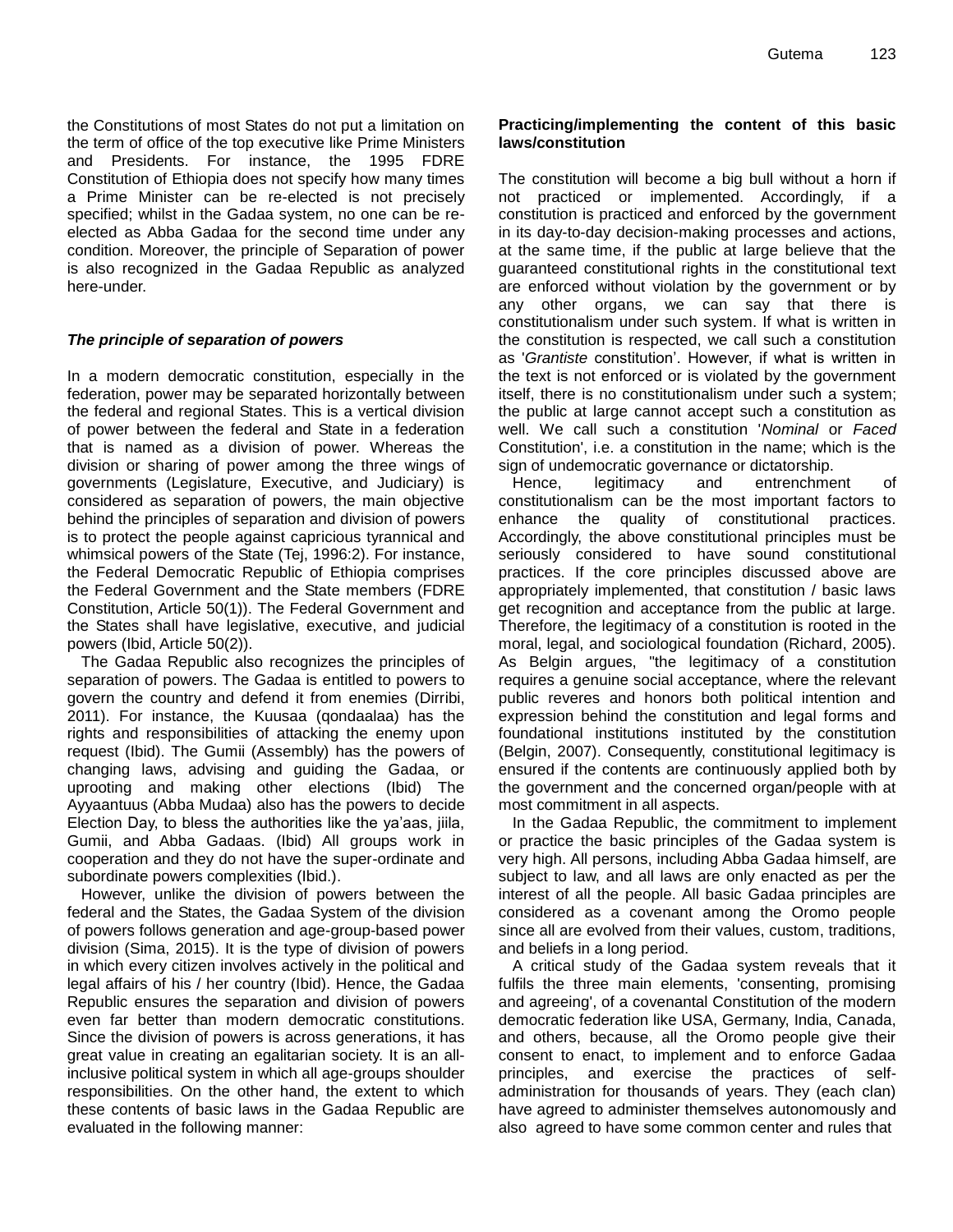the Constitutions of most States do not put a limitation on the term of office of the top executive like Prime Ministers and Presidents. For instance, the 1995 FDRE Constitution of Ethiopia does not specify how many times a Prime Minister can be re-elected is not precisely specified; whilst in the Gadaa system, no one can be re-elected as Abba Gadaa for the second time under any condition. Moreover, the principle of Separation of power is also recognized in the Gadaa Republic as analyzed here-under.

### *The principle of separation of powers*

In a modern democratic constitution, especially in the federation, power may be separated horizontally between the federal and regional States. This is a vertical division of power between the federal and State in a federation that is named as a division of power. Whereas the division or sharing of power among the three wings of governments (Legislature, Executive, and Judiciary) is considered as separation of powers, the main objective behind the principles of separation and division of powers is to protect the people against capricious tyrannical and whimsical powers of the State (Tej, 1996:2). For instance, the Federal Democratic Republic of Ethiopia comprises the Federal Government and the State members (FDRE Constitution, Article 50(1)). The Federal Government and the States shall have legislative, executive, and judicial powers (Ibid, Article 50(2)).

The Gadaa Republic also recognizes the principles of separation of powers. The Gadaa is entitled to powers to govern the country and defend it from enemies (Dirribi, 2011). For instance, the Kuusaa (qondaalaa) has the rights and responsibilities of attacking the enemy upon request (Ibid). The Gumii (Assembly) has the powers of changing laws, advising and guiding the Gadaa, or uprooting and making other elections (Ibid) The Ayyaantuus (Abba Mudaa) also has the powers to decide Election Day, to bless the authorities like the ya'aas, jiila, Gumii, and Abba Gadaas. (Ibid) All groups work in cooperation and they do not have the super-ordinate and subordinate powers complexities (Ibid.).

However, unlike the division of powers between the federal and the States, the Gadaa System of the division of powers follows generation and age-group-based power division (Sima, 2015). It is the type of division of powers in which every citizen involves actively in the political and legal affairs of his / her country (Ibid). Hence, the Gadaa Republic ensures the separation and division of powers even far better than modern democratic constitutions. Since the division of powers is across generations, it has great value in creating an egalitarian society. It is an all-inclusive political system in which all age-groups shoulder responsibilities. On the other hand, the extent to which these contents of basic laws in the Gadaa Republic are evaluated in the following manner:

### **Practicing/implementing the content of this basic laws/constitution**

The constitution will become a big bull without a horn if not practiced or implemented. Accordingly, if a constitution is practiced and enforced by the government in its day-to-day decision-making processes and actions, at the same time, if the public at large believe that the guaranteed constitutional rights in the constitutional text are enforced without violation by the government or by any other organs, we can say that there is constitutionalism under such system. If what is written in the constitution is respected, we call such a constitution as '*Grantiste* constitution'. However, if what is written in the text is not enforced or is violated by the government itself, there is no constitutionalism under such a system; the public at large cannot accept such a constitution as well. We call such a constitution '*Nominal* or *Faced* Constitution', i.e. a constitution in the name; which is the sign of undemocratic governance or dictatorship.

Hence, legitimacy and entrenchment of constitutionalism can be the most important factors to enhance the quality of constitutional practices. Accordingly, the above constitutional principles must be seriously considered to have sound constitutional practices. If the core principles discussed above are appropriately implemented, that constitution / basic laws get recognition and acceptance from the public at large. Therefore, the legitimacy of a constitution is rooted in the moral, legal, and sociological foundation (Richard, 2005). As Belgin argues, "the legitimacy of a constitution requires a genuine social acceptance, where the relevant public reveres and honors both political intention and expression behind the constitution and legal forms and foundational institutions instituted by the constitution (Belgin, 2007). Consequently, constitutional legitimacy is ensured if the contents are continuously applied both by the government and the concerned organ/people with at most commitment in all aspects.

In the Gadaa Republic, the commitment to implement or practice the basic principles of the Gadaa system is very high. All persons, including Abba Gadaa himself, are subject to law, and all laws are only enacted as per the interest of all the people. All basic Gadaa principles are considered as a covenant among the Oromo people since all are evolved from their values, custom, traditions, and beliefs in a long period.

A critical study of the Gadaa system reveals that it fulfils the three main elements, 'consenting, promising and agreeing', of a covenantal Constitution of the modern democratic federation like USA, Germany, India, Canada, and others, because, all the Oromo people give their consent to enact, to implement and to enforce Gadaa principles, and exercise the practices of self-administration for thousands of years. They (each clan) have agreed to administer themselves autonomously and also agreed to have some common center and rules that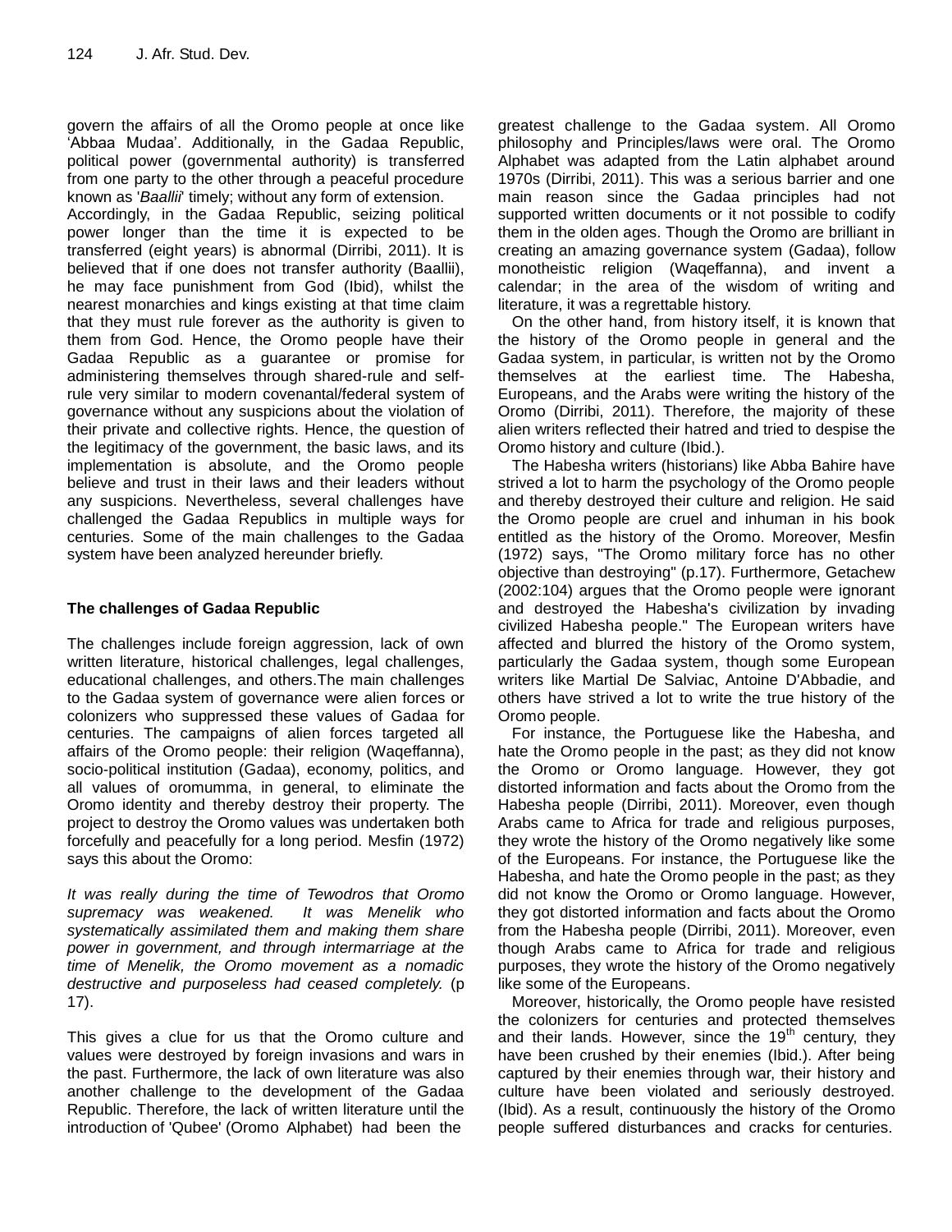govern the affairs of all the Oromo people at once like 'Abbaa Mudaa'. Additionally, in the Gadaa Republic, political power (governmental authority) is transferred from one party to the other through a peaceful procedure known as '*Baallii*' timely; without any form of extension.

Accordingly, in the Gadaa Republic, seizing political power longer than the time it is expected to be transferred (eight years) is abnormal (Dirribi, 2011). It is believed that if one does not transfer authority (Baallii), he may face punishment from God (Ibid), whilst the nearest monarchies and kings existing at that time claim that they must rule forever as the authority is given to them from God. Hence, the Oromo people have their Gadaa Republic as a guarantee or promise for administering themselves through shared-rule and self-rule very similar to modern covenantal/federal system of governance without any suspicions about the violation of their private and collective rights. Hence, the question of the legitimacy of the government, the basic laws, and its implementation is absolute, and the Oromo people believe and trust in their laws and their leaders without any suspicions. Nevertheless, several challenges have challenged the Gadaa Republics in multiple ways for centuries. Some of the main challenges to the Gadaa system have been analyzed hereunder briefly.

## The challenges of Gadaa Republic

The challenges include foreign aggression, lack of own written literature, historical challenges, legal challenges, educational challenges, and others.The main challenges to the Gadaa system of governance were alien forces or colonizers who suppressed these values of Gadaa for centuries. The campaigns of alien forces targeted all affairs of the Oromo people: their religion (Waqeffanna), socio-political institution (Gadaa), economy, politics, and all values of oromumma, in general, to eliminate the Oromo identity and thereby destroy their property. The project to destroy the Oromo values was undertaken both forcefully and peacefully for a long period. Mesfin (1972) says this about the Oromo:

*It was really during the time of Tewodros that Oromo supremacy was weakened. It was Menelik who systematically assimilated them and making them share power in government, and through intermarriage at the time of Menelik, the Oromo movement as a nomadic destructive and purposeless had ceased completely.* (p 17).

This gives a clue for us that the Oromo culture and values were destroyed by foreign invasions and wars in the past. Furthermore, the lack of own literature was also another challenge to the development of the Gadaa Republic. Therefore, the lack of written literature until the introduction of 'Qubee' (Oromo Alphabet) had been the greatest challenge to the Gadaa system. All Oromo philosophy and Principles/laws were oral. The Oromo Alphabet was adapted from the Latin alphabet around 1970s (Dirribi, 2011). This was a serious barrier and one main reason since the Gadaa principles had not supported written documents or it not possible to codify them in the olden ages. Though the Oromo are brilliant in creating an amazing governance system (Gadaa), follow monotheistic religion (Waqeffanna), and invent a calendar; in the area of the wisdom of writing and literature, it was a regrettable history.

On the other hand, from history itself, it is known that the history of the Oromo people in general and the Gadaa system, in particular, is written not by the Oromo themselves at the earliest time. The Habesha, Europeans, and the Arabs were writing the history of the Oromo (Dirribi, 2011). Therefore, the majority of these alien writers reflected their hatred and tried to despise the Oromo history and culture (Ibid.).

The Habesha writers (historians) like Abba Bahire have strived a lot to harm the psychology of the Oromo people and thereby destroyed their culture and religion. He said the Oromo people are cruel and inhuman in his book entitled as the history of the Oromo. Moreover, Mesfin (1972) says, "The Oromo military force has no other objective than destroying" (p.17). Furthermore, Getachew (2002:104) argues that the Oromo people were ignorant and destroyed the Habesha's civilization by invading civilized Habesha people." The European writers have affected and blurred the history of the Oromo system, particularly the Gadaa system, though some European writers like Martial De Salviac, Antoine D'Abbadie, and others have strived a lot to write the true history of the Oromo people.

For instance, the Portuguese like the Habesha, and hate the Oromo people in the past; as they did not know the Oromo or Oromo language. However, they got distorted information and facts about the Oromo from the Habesha people (Dirribi, 2011). Moreover, even though Arabs came to Africa for trade and religious purposes, they wrote the history of the Oromo negatively like some of the Europeans. For instance, the Portuguese like the Habesha, and hate the Oromo people in the past; as they did not know the Oromo or Oromo language. However, they got distorted information and facts about the Oromo from the Habesha people (Dirribi, 2011). Moreover, even though Arabs came to Africa for trade and religious purposes, they wrote the history of the Oromo negatively like some of the Europeans.

Moreover, historically, the Oromo people have resisted the colonizers for centuries and protected themselves and their lands. However, since the 19th century, they have been crushed by their enemies (Ibid.). After being captured by their enemies through war, their history and culture have been violated and seriously destroyed. (Ibid). As a result, continuously the history of the Oromo people suffered disturbances and cracks for centuries.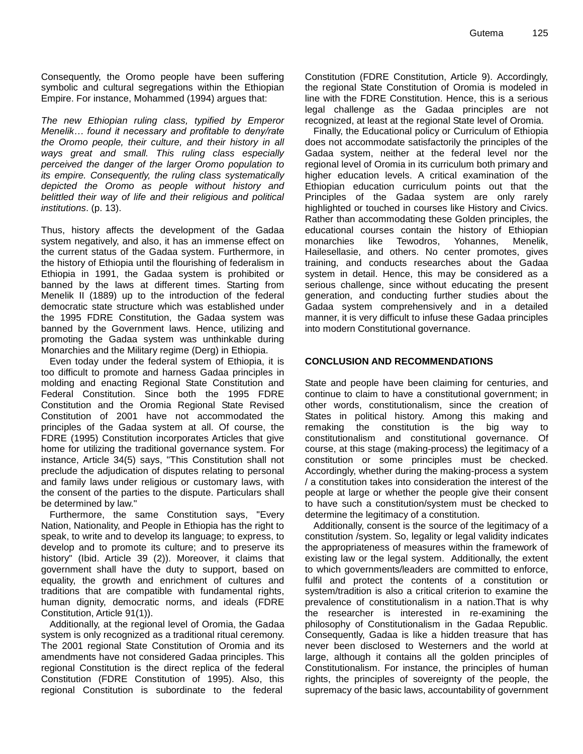Consequently, the Oromo people have been suffering symbolic and cultural segregations within the Ethiopian Empire. For instance, Mohammed (1994) argues that:

*The new Ethiopian ruling class, typified by Emperor Menelik… found it necessary and profitable to deny/rate the Oromo people, their culture, and their history in all ways great and small. This ruling class especially perceived the danger of the larger Oromo population to its empire. Consequently, the ruling class systematically depicted the Oromo as people without history and belittled their way of life and their religious and political institutions*. (p. 13).

Thus, history affects the development of the Gadaa system negatively, and also, it has an immense effect on the current status of the Gadaa system. Furthermore, in the history of Ethiopia until the flourishing of federalism in Ethiopia in 1991, the Gadaa system is prohibited or banned by the laws at different times. Starting from Menelik II (1889) up to the introduction of the federal democratic state structure which was established under the 1995 FDRE Constitution, the Gadaa system was banned by the Government laws. Hence, utilizing and promoting the Gadaa system was unthinkable during Monarchies and the Military regime (Derg) in Ethiopia.

Even today under the federal system of Ethiopia, it is too difficult to promote and harness Gadaa principles in molding and enacting Regional State Constitution and Federal Constitution. Since both the 1995 FDRE Constitution and the Oromia Regional State Revised Constitution of 2001 have not accommodated the principles of the Gadaa system at all. Of course, the FDRE (1995) Constitution incorporates Articles that give home for utilizing the traditional governance system. For instance, Article 34(5) says, "This Constitution shall not preclude the adjudication of disputes relating to personal and family laws under religious or customary laws, with the consent of the parties to the dispute. Particulars shall be determined by law."

Furthermore, the same Constitution says, "Every Nation, Nationality, and People in Ethiopia has the right to speak, to write and to develop its language; to express, to develop and to promote its culture; and to preserve its history" (Ibid. Article 39 (2)). Moreover, it claims that government shall have the duty to support, based on equality, the growth and enrichment of cultures and traditions that are compatible with fundamental rights, human dignity, democratic norms, and ideals (FDRE Constitution, Article 91(1)).

Additionally, at the regional level of Oromia, the Gadaa system is only recognized as a traditional ritual ceremony. The 2001 regional State Constitution of Oromia and its amendments have not considered Gadaa principles. This regional Constitution is the direct replica of the federal Constitution (FDRE Constitution of 1995). Also, this regional Constitution is subordinate to the federal Constitution (FDRE Constitution, Article 9). Accordingly, the regional State Constitution of Oromia is modeled in line with the FDRE Constitution. Hence, this is a serious legal challenge as the Gadaa principles are not recognized, at least at the regional State level of Oromia.

Finally, the Educational policy or Curriculum of Ethiopia does not accommodate satisfactorily the principles of the Gadaa system, neither at the federal level nor the regional level of Oromia in its curriculum both primary and higher education levels. A critical examination of the Ethiopian education curriculum points out that the Principles of the Gadaa system are only rarely highlighted or touched in courses like History and Civics. Rather than accommodating these Golden principles, the educational courses contain the history of Ethiopian monarchies like Tewodros, Yohannes, Menelik, Hailesellasie, and others. No center promotes, gives training, and conducts researches about the Gadaa system in detail. Hence, this may be considered as a serious challenge, since without educating the present generation, and conducting further studies about the Gadaa system comprehensively and in a detailed manner, it is very difficult to infuse these Gadaa principles into modern Constitutional governance.

## CONCLUSION AND RECOMMENDATIONS

State and people have been claiming for centuries, and continue to claim to have a constitutional government; in other words, constitutionalism, since the creation of States in political history. Among this making and remaking the constitution is the big way to constitutionalism and constitutional governance. Of course, at this stage (making-process) the legitimacy of a constitution or some principles must be checked. Accordingly, whether during the making-process a system / a constitution takes into consideration the interest of the people at large or whether the people give their consent to have such a constitution/system must be checked to determine the legitimacy of a constitution.

Additionally, consent is the source of the legitimacy of a constitution /system. So, legality or legal validity indicates the appropriateness of measures within the framework of existing law or the legal system. Additionally, the extent to which governments/leaders are committed to enforce, fulfil and protect the contents of a constitution or system/tradition is also a critical criterion to examine the prevalence of constitutionalism in a nation.That is why the researcher is interested in re-examining the philosophy of Constitutionalism in the Gadaa Republic. Consequently, Gadaa is like a hidden treasure that has never been disclosed to Westerners and the world at large, although it contains all the golden principles of Constitutionalism. For instance, the principles of human rights, the principles of sovereignty of the people, the supremacy of the basic laws, accountability of government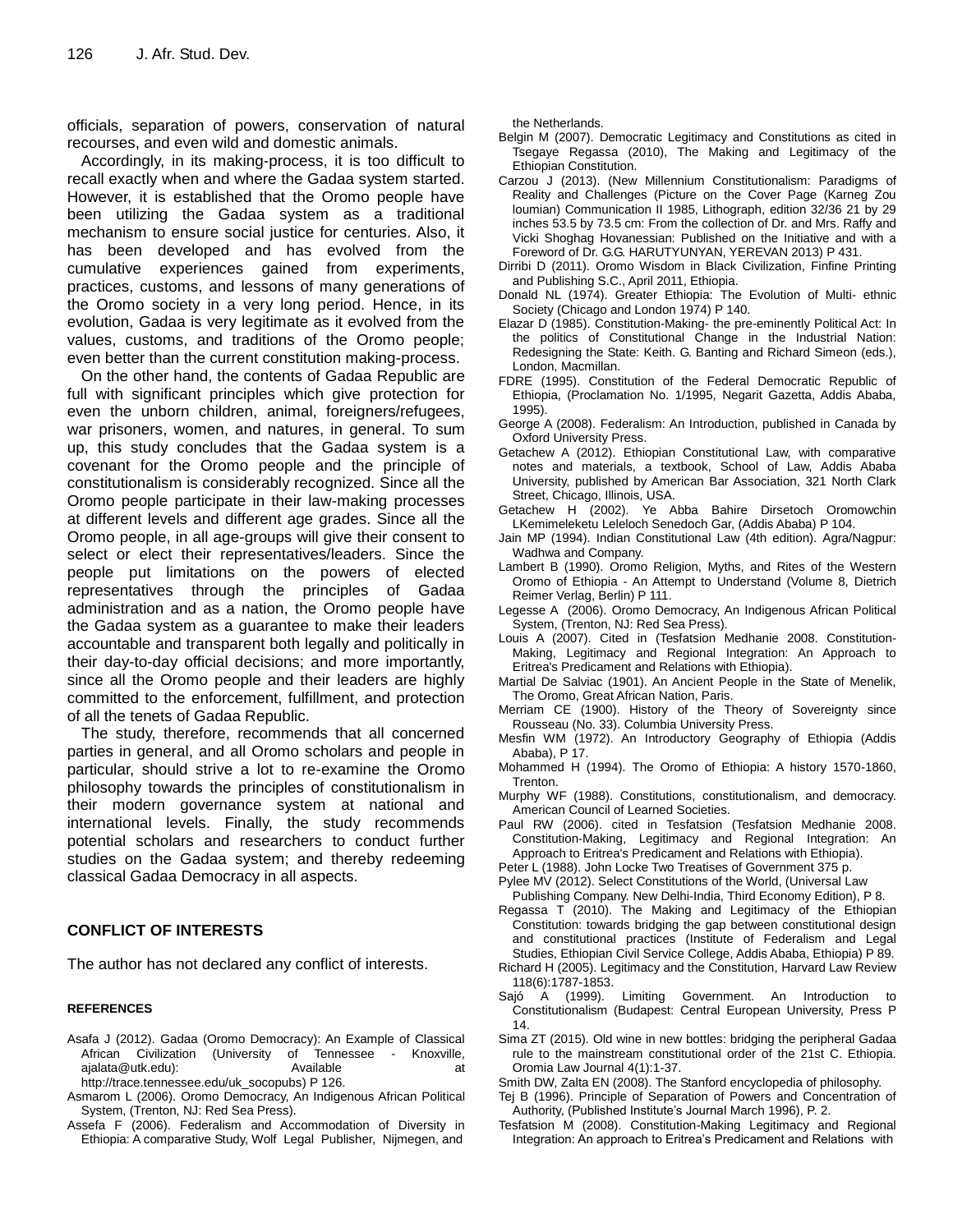officials, separation of powers, conservation of natural recourses, and even wild and domestic animals.

Accordingly, in its making-process, it is too difficult to recall exactly when and where the Gadaa system started. However, it is established that the Oromo people have been utilizing the Gadaa system as a traditional mechanism to ensure social justice for centuries. Also, it has been developed and has evolved from the cumulative experiences gained from experiments, practices, customs, and lessons of many generations of the Oromo society in a very long period. Hence, in its evolution, Gadaa is very legitimate as it evolved from the values, customs, and traditions of the Oromo people; even better than the current constitution making-process.

On the other hand, the contents of Gadaa Republic are full with significant principles which give protection for even the unborn children, animal, foreigners/refugees, war prisoners, women, and natures, in general. To sum up, this study concludes that the Gadaa system is a covenant for the Oromo people and the principle of constitutionalism is considerably recognized. Since all the Oromo people participate in their law-making processes at different levels and different age grades. Since all the Oromo people, in all age-groups will give their consent to select or elect their representatives/leaders. Since the people put limitations on the powers of elected representatives through the principles of Gadaa administration and as a nation, the Oromo people have the Gadaa system as a guarantee to make their leaders accountable and transparent both legally and politically in their day-to-day official decisions; and more importantly, since all the Oromo people and their leaders are highly committed to the enforcement, fulfillment, and protection of all the tenets of Gadaa Republic.

The study, therefore, recommends that all concerned parties in general, and all Oromo scholars and people in particular, should strive a lot to re-examine the Oromo philosophy towards the principles of constitutionalism in their modern governance system at national and international levels. Finally, the study recommends potential scholars and researchers to conduct further studies on the Gadaa system; and thereby redeeming classical Gadaa Democracy in all aspects.

## CONFLICT OF INTERESTS

The author has not declared any conflict of interests.

## REFERENCES

Asafa J (2012). Gadaa (Oromo Democracy): An Example of Classical African Civilization (University of Tennessee - Knoxville, ajalata@utk.edu): Available at http://trace.tennessee.edu/uk_socopubs) P 126.

Asmarom L (2006). Oromo Democracy, An Indigenous African Political System, (Trenton, NJ: Red Sea Press).

Assefa F (2006). Federalism and Accommodation of Diversity in Ethiopia: A comparative Study, Wolf Legal Publisher, Nijmegen, and the Netherlands.

Belgin M (2007). Democratic Legitimacy and Constitutions as cited in Tsegaye Regassa (2010), The Making and Legitimacy of the Ethiopian Constitution.

Carzou J (2013). (New Millennium Constitutionalism: Paradigms of Reality and Challenges (Picture on the Cover Page (Karneg Zou loumian) Communication II 1985, Lithograph, edition 32/36 21 by 29 inches 53.5 by 73.5 cm: From the collection of Dr. and Mrs. Raffy and Vicki Shoghag Hovanessian: Published on the Initiative and with a Foreword of Dr. G.G. HARUTYUNYAN, YEREVAN 2013) P 431.

Dirribi D (2011). Oromo Wisdom in Black Civilization, Finfine Printing and Publishing S.C., April 2011, Ethiopia.

Donald NL (1974). Greater Ethiopia: The Evolution of Multi- ethnic Society (Chicago and London 1974) P 140.

Elazar D (1985). Constitution-Making- the pre-eminently Political Act: In the politics of Constitutional Change in the Industrial Nation: Redesigning the State: Keith. G. Banting and Richard Simeon (eds.), London, Macmillan.

FDRE (1995). Constitution of the Federal Democratic Republic of Ethiopia, (Proclamation No. 1/1995, Negarit Gazetta, Addis Ababa, 1995).

George A (2008). Federalism: An Introduction, published in Canada by Oxford University Press.

Getachew A (2012). Ethiopian Constitutional Law, with comparative notes and materials, a textbook, School of Law, Addis Ababa University, published by American Bar Association, 321 North Clark Street, Chicago, Illinois, USA.

Getachew H (2002). Ye Abba Bahire Dirsetoch Oromowchin LKemimeleketu Leleloch Senedoch Gar, (Addis Ababa) P 104.

Jain MP (1994). Indian Constitutional Law (4th edition). Agra/Nagpur: Wadhwa and Company.

Lambert B (1990). Oromo Religion, Myths, and Rites of the Western Oromo of Ethiopia - An Attempt to Understand (Volume 8, Dietrich Reimer Verlag, Berlin) P 111.

Legesse A (2006). Oromo Democracy, An Indigenous African Political System, (Trenton, NJ: Red Sea Press).

Louis A (2007). Cited in (Tesfatsion Medhanie 2008. Constitution-Making, Legitimacy and Regional Integration: An Approach to Eritrea's Predicament and Relations with Ethiopia).

Martial De Salviac (1901). An Ancient People in the State of Menelik, The Oromo, Great African Nation, Paris.

Merriam CE (1900). History of the Theory of Sovereignty since Rousseau (No. 33). Columbia University Press.

Mesfin WM (1972). An Introductory Geography of Ethiopia (Addis Ababa), P 17.

Mohammed H (1994). The Oromo of Ethiopia: A history 1570-1860, Trenton.

Murphy WF (1988). Constitutions, constitutionalism, and democracy. American Council of Learned Societies.

Paul RW (2006). cited in Tesfatsion (Tesfatsion Medhanie 2008. Constitution-Making, Legitimacy and Regional Integration: An Approach to Eritrea's Predicament and Relations with Ethiopia).

Peter L (1988). John Locke Two Treatises of Government 375 p.

Pylee MV (2012). Select Constitutions of the World, (Universal Law Publishing Company. New Delhi-India, Third Economy Edition), P 8.

Regassa T (2010). The Making and Legitimacy of the Ethiopian Constitution: towards bridging the gap between constitutional design and constitutional practices (Institute of Federalism and Legal Studies, Ethiopian Civil Service College, Addis Ababa, Ethiopia) P 89.

Richard H (2005). Legitimacy and the Constitution, Harvard Law Review 118(6):1787-1853.

Sajó A (1999). Limiting Government. An Introduction to Constitutionalism (Budapest: Central European University, Press P 14.

Sima ZT (2015). Old wine in new bottles: bridging the peripheral Gadaa rule to the mainstream constitutional order of the 21st C. Ethiopia. Oromia Law Journal 4(1):1-37.

Smith DW, Zalta EN (2008). The Stanford encyclopedia of philosophy.

Tej B (1996). Principle of Separation of Powers and Concentration of Authority, (Published Institute's Journal March 1996), P. 2.

Tesfatsion M (2008). Constitution-Making Legitimacy and Regional Integration: An approach to Eritrea's Predicament and Relations with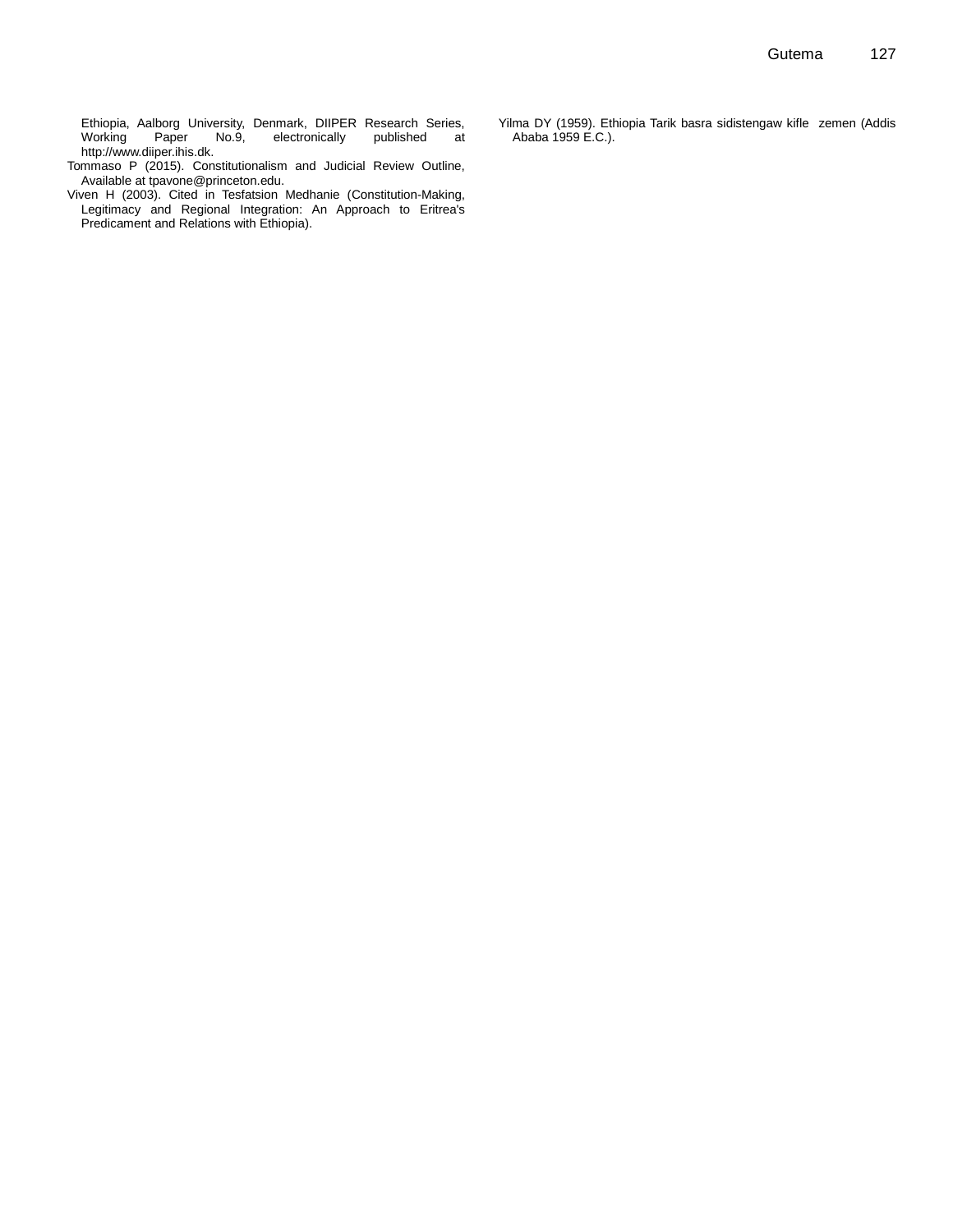Ethiopia, Aalborg University, Denmark, DIIPER Research Series, Working Paper No.9, electronically published at http://www.diiper.ihis.dk.

Tommaso P (2015). Constitutionalism and Judicial Review Outline, Available at tpavone@princeton.edu.

Viven H (2003). Cited in Tesfatsion Medhanie (Constitution-Making, Legitimacy and Regional Integration: An Approach to Eritrea's Predicament and Relations with Ethiopia).

Yilma DY (1959). Ethiopia Tarik basra sidistengaw kifle zemen (Addis Ababa 1959 E.C.).